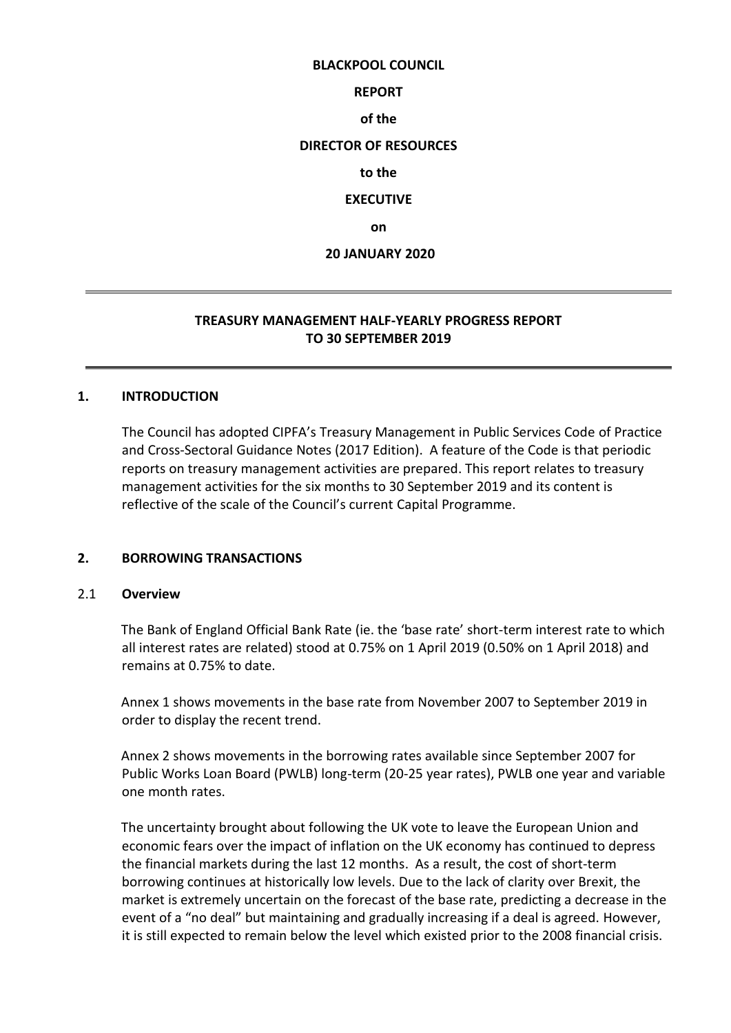**BLACKPOOL COUNCIL**

**REPORT**

**of the**

**DIRECTOR OF RESOURCES**

**to the**

**EXECUTIVE**

**on**

**20 JANUARY 2020**

---

# TREASURY MANAGEMENT HALF-YEARLY PROGRESS REPORT TO 30 SEPTEMBER 2019

---

## 1. INTRODUCTION

The Council has adopted CIPFA's Treasury Management in Public Services Code of Practice and Cross-Sectoral Guidance Notes (2017 Edition). A feature of the Code is that periodic reports on treasury management activities are prepared. This report relates to treasury management activities for the six months to 30 September 2019 and its content is reflective of the scale of the Council's current Capital Programme.

## 2. BORROWING TRANSACTIONS

### 2.1 Overview

The Bank of England Official Bank Rate (ie. the 'base rate' short-term interest rate to which all interest rates are related) stood at 0.75% on 1 April 2019 (0.50% on 1 April 2018) and remains at 0.75% to date.

Annex 1 shows movements in the base rate from November 2007 to September 2019 in order to display the recent trend.

Annex 2 shows movements in the borrowing rates available since September 2007 for Public Works Loan Board (PWLB) long-term (20-25 year rates), PWLB one year and variable one month rates.

The uncertainty brought about following the UK vote to leave the European Union and economic fears over the impact of inflation on the UK economy has continued to depress the financial markets during the last 12 months. As a result, the cost of short-term borrowing continues at historically low levels. Due to the lack of clarity over Brexit, the market is extremely uncertain on the forecast of the base rate, predicting a decrease in the event of a "no deal" but maintaining and gradually increasing if a deal is agreed. However, it is still expected to remain below the level which existed prior to the 2008 financial crisis.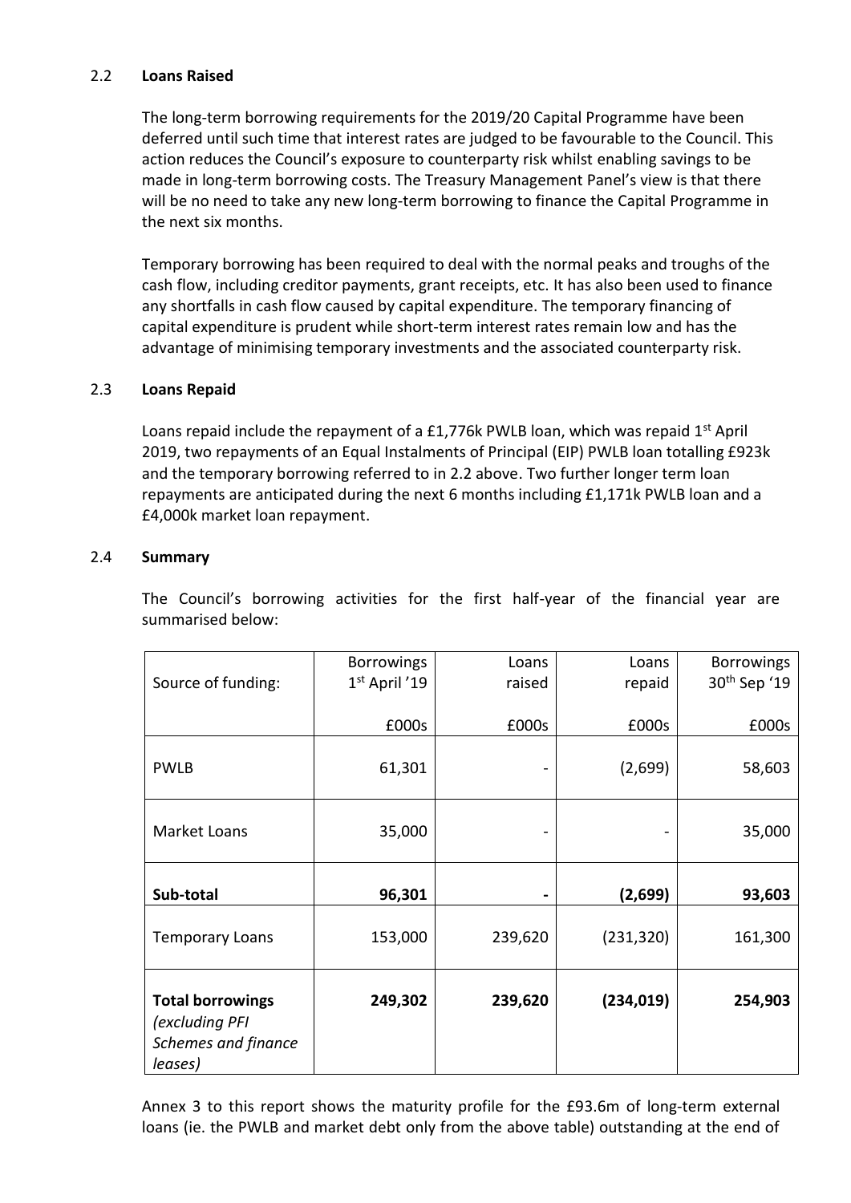## 2.2 **Loans Raised**

The long-term borrowing requirements for the 2019/20 Capital Programme have been deferred until such time that interest rates are judged to be favourable to the Council. This action reduces the Council's exposure to counterparty risk whilst enabling savings to be made in long-term borrowing costs. The Treasury Management Panel's view is that there will be no need to take any new long-term borrowing to finance the Capital Programme in the next six months.

Temporary borrowing has been required to deal with the normal peaks and troughs of the cash flow, including creditor payments, grant receipts, etc. It has also been used to finance any shortfalls in cash flow caused by capital expenditure. The temporary financing of capital expenditure is prudent while short-term interest rates remain low and has the advantage of minimising temporary investments and the associated counterparty risk.

## 2.3 **Loans Repaid**

Loans repaid include the repayment of a £1,776k PWLB loan, which was repaid 1st April 2019, two repayments of an Equal Instalments of Principal (EIP) PWLB loan totalling £923k and the temporary borrowing referred to in 2.2 above. Two further longer term loan repayments are anticipated during the next 6 months including £1,171k PWLB loan and a £4,000k market loan repayment.

## 2.4 **Summary**

The Council's borrowing activities for the first half-year of the financial year are summarised below:

| Source of funding: | Borrowings 1st April '19 | Loans raised | Loans repaid | Borrowings 30th Sep '19 |
|---|---|---|---|---|
| | £000s | £000s | £000s | £000s |
| PWLB | 61,301 | - | (2,699) | 58,603 |
| Market Loans | 35,000 | - | - | 35,000 |
| **Sub-total** | **96,301** | **-** | **(2,699)** | **93,603** |
| Temporary Loans | 153,000 | 239,620 | (231,320) | 161,300 |
| **Total borrowings** *(excluding PFI Schemes and finance leases)* | **249,302** | **239,620** | **(234,019)** | **254,903** |

Annex 3 to this report shows the maturity profile for the £93.6m of long-term external loans (ie. the PWLB and market debt only from the above table) outstanding at the end of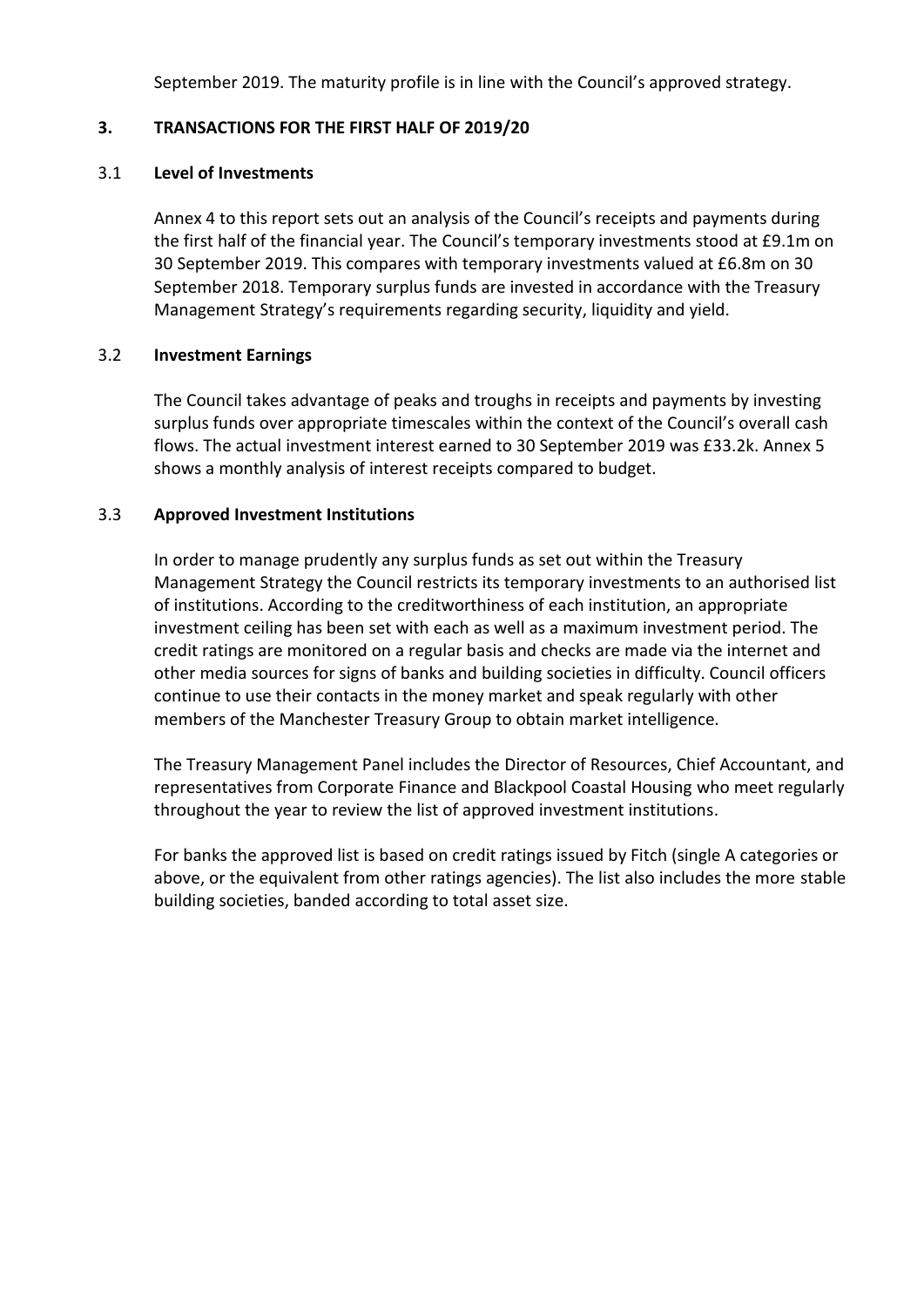September 2019. The maturity profile is in line with the Council's approved strategy.

## 3. TRANSACTIONS FOR THE FIRST HALF OF 2019/20

### 3.1 Level of Investments

Annex 4 to this report sets out an analysis of the Council's receipts and payments during the first half of the financial year. The Council's temporary investments stood at £9.1m on 30 September 2019. This compares with temporary investments valued at £6.8m on 30 September 2018. Temporary surplus funds are invested in accordance with the Treasury Management Strategy's requirements regarding security, liquidity and yield.

### 3.2 Investment Earnings

The Council takes advantage of peaks and troughs in receipts and payments by investing surplus funds over appropriate timescales within the context of the Council's overall cash flows. The actual investment interest earned to 30 September 2019 was £33.2k. Annex 5 shows a monthly analysis of interest receipts compared to budget.

### 3.3 Approved Investment Institutions

In order to manage prudently any surplus funds as set out within the Treasury Management Strategy the Council restricts its temporary investments to an authorised list of institutions. According to the creditworthiness of each institution, an appropriate investment ceiling has been set with each as well as a maximum investment period. The credit ratings are monitored on a regular basis and checks are made via the internet and other media sources for signs of banks and building societies in difficulty. Council officers continue to use their contacts in the money market and speak regularly with other members of the Manchester Treasury Group to obtain market intelligence.

The Treasury Management Panel includes the Director of Resources, Chief Accountant, and representatives from Corporate Finance and Blackpool Coastal Housing who meet regularly throughout the year to review the list of approved investment institutions.

For banks the approved list is based on credit ratings issued by Fitch (single A categories or above, or the equivalent from other ratings agencies). The list also includes the more stable building societies, banded according to total asset size.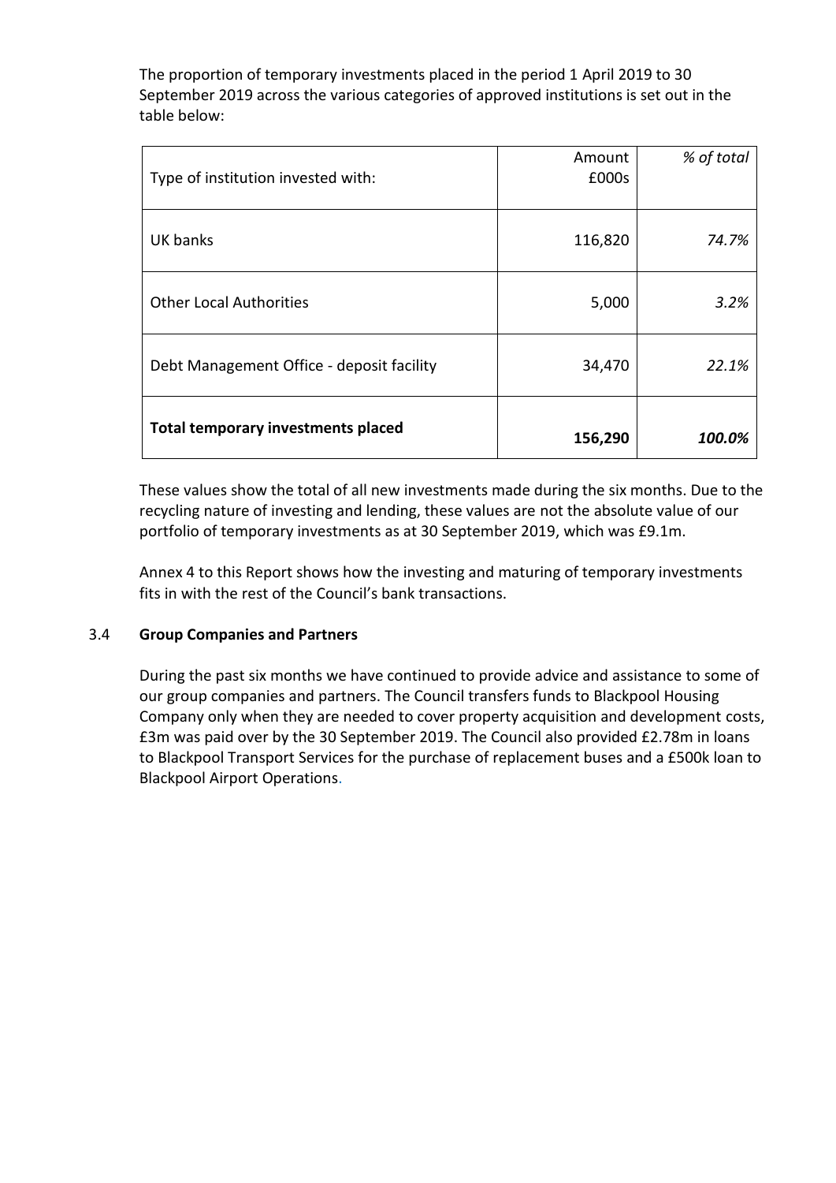The proportion of temporary investments placed in the period 1 April 2019 to 30 September 2019 across the various categories of approved institutions is set out in the table below:

| Type of institution invested with: | Amount £000s | *% of total* |
|---|---:|---:|
| UK banks | 116,820 | *74.7%* |
| Other Local Authorities | 5,000 | *3.2%* |
| Debt Management Office - deposit facility | 34,470 | *22.1%* |
| **Total temporary investments placed** | **156,290** | ***100.0%*** |

These values show the total of all new investments made during the six months. Due to the recycling nature of investing and lending, these values are not the absolute value of our portfolio of temporary investments as at 30 September 2019, which was £9.1m.

Annex 4 to this Report shows how the investing and maturing of temporary investments fits in with the rest of the Council's bank transactions.

### 3.4 Group Companies and Partners

During the past six months we have continued to provide advice and assistance to some of our group companies and partners. The Council transfers funds to Blackpool Housing Company only when they are needed to cover property acquisition and development costs, £3m was paid over by the 30 September 2019. The Council also provided £2.78m in loans to Blackpool Transport Services for the purchase of replacement buses and a £500k loan to Blackpool Airport Operations.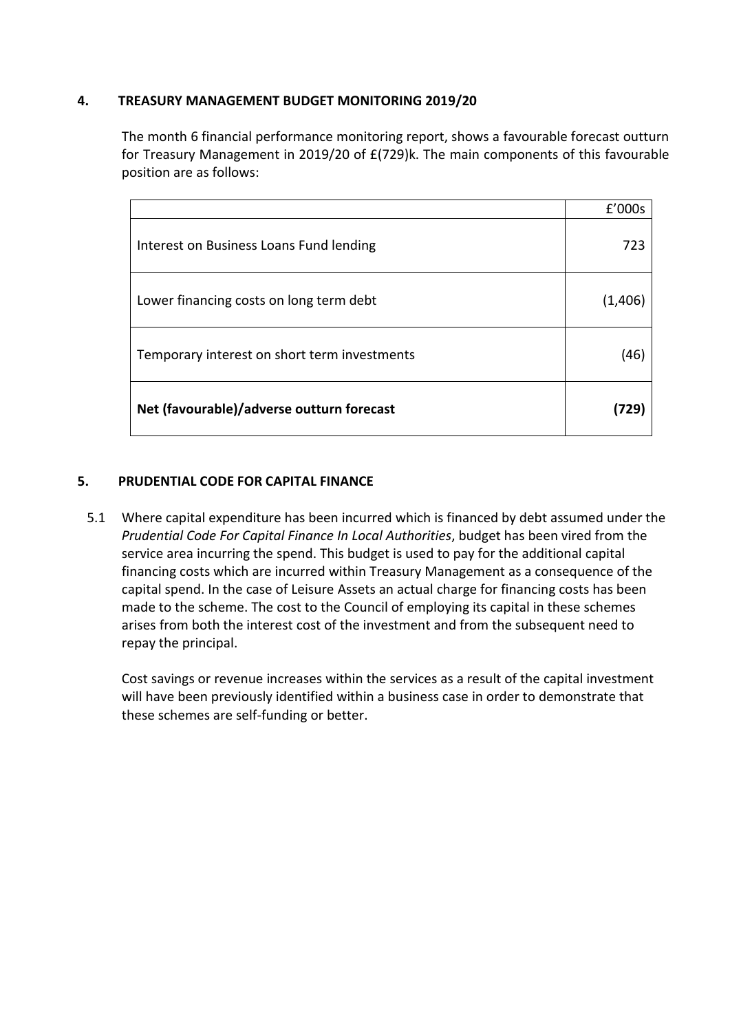## 4. TREASURY MANAGEMENT BUDGET MONITORING 2019/20

The month 6 financial performance monitoring report, shows a favourable forecast outturn for Treasury Management in 2019/20 of £(729)k. The main components of this favourable position are as follows:

| | £'000s |
|---|---|
| Interest on Business Loans Fund lending | 723 |
| Lower financing costs on long term debt | (1,406) |
| Temporary interest on short term investments | (46) |
| **Net (favourable)/adverse outturn forecast** | **(729)** |

## 5. PRUDENTIAL CODE FOR CAPITAL FINANCE

5.1 Where capital expenditure has been incurred which is financed by debt assumed under the *Prudential Code For Capital Finance In Local Authorities*, budget has been vired from the service area incurring the spend. This budget is used to pay for the additional capital financing costs which are incurred within Treasury Management as a consequence of the capital spend. In the case of Leisure Assets an actual charge for financing costs has been made to the scheme. The cost to the Council of employing its capital in these schemes arises from both the interest cost of the investment and from the subsequent need to repay the principal.

Cost savings or revenue increases within the services as a result of the capital investment will have been previously identified within a business case in order to demonstrate that these schemes are self-funding or better.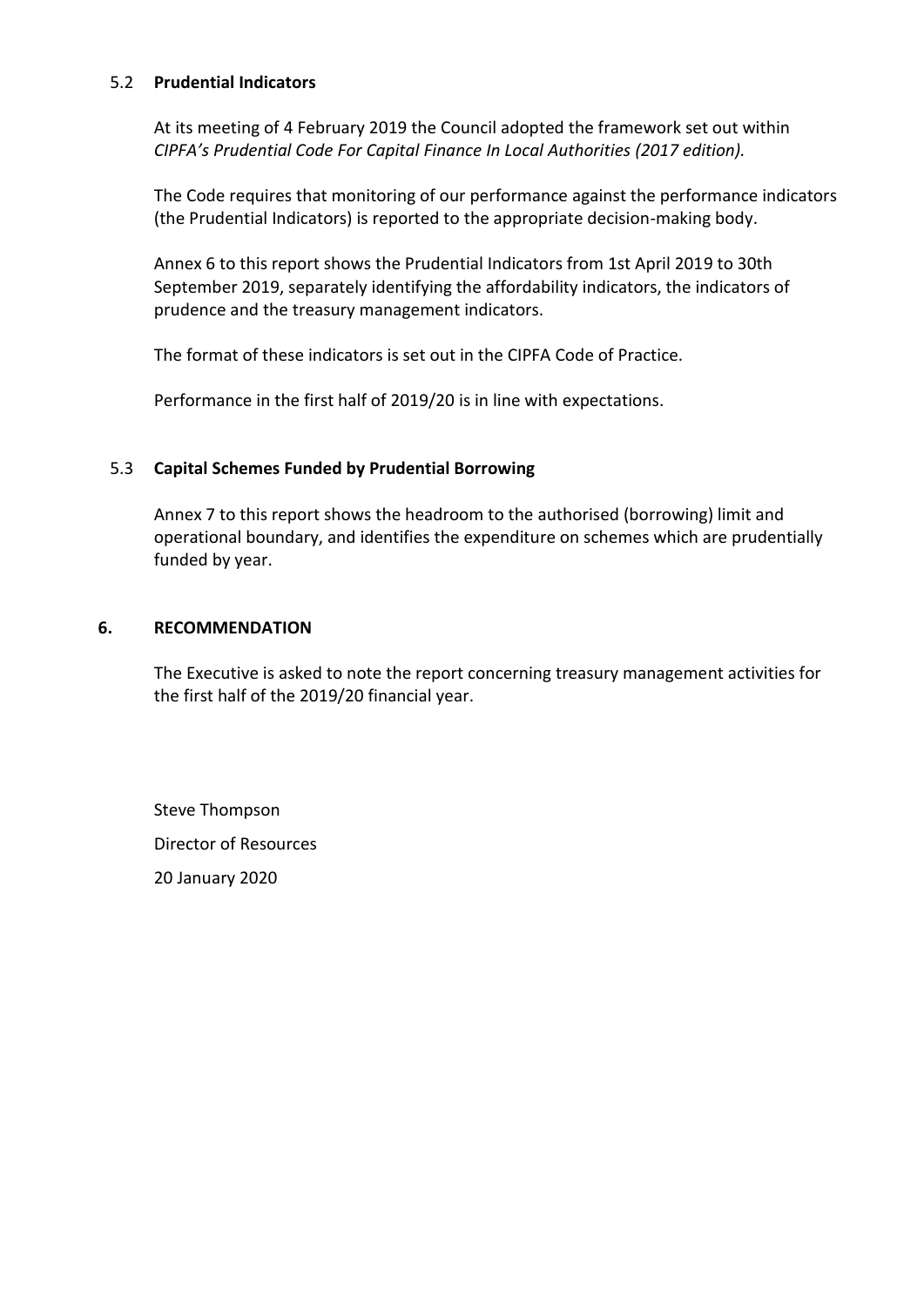### 5.2 **Prudential Indicators**

At its meeting of 4 February 2019 the Council adopted the framework set out within *CIPFA's Prudential Code For Capital Finance In Local Authorities (2017 edition).*

The Code requires that monitoring of our performance against the performance indicators (the Prudential Indicators) is reported to the appropriate decision-making body.

Annex 6 to this report shows the Prudential Indicators from 1st April 2019 to 30th September 2019, separately identifying the affordability indicators, the indicators of prudence and the treasury management indicators.

The format of these indicators is set out in the CIPFA Code of Practice.

Performance in the first half of 2019/20 is in line with expectations.

### 5.3 **Capital Schemes Funded by Prudential Borrowing**

Annex 7 to this report shows the headroom to the authorised (borrowing) limit and operational boundary, and identifies the expenditure on schemes which are prudentially funded by year.

## 6. RECOMMENDATION

The Executive is asked to note the report concerning treasury management activities for the first half of the 2019/20 financial year.

Steve Thompson

Director of Resources

20 January 2020